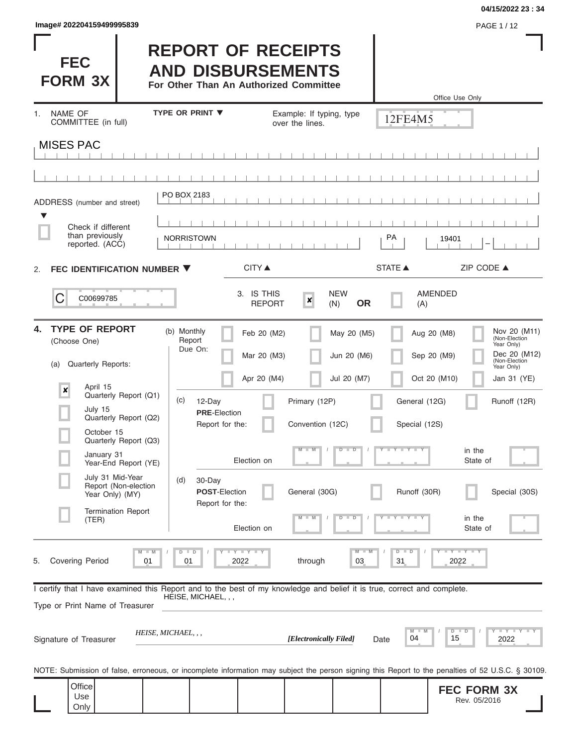04/15/2022 23 : 34

Image# 202204159499995839

# FEC FORM 3X

# REPORT OF RECEIPTS AND DISBURSEMENTS

**For Other Than An Authorized Committee**

Office Use Only

12FE4M5

1. NAME OF COMMITTEE (in full) — TYPE OR PRINT ▼ — Example: If typing, type over the lines.

MISES PAC

ADDRESS (number and street): PO BOX 2183

☐ Check if different than previously reported. (ACC)

| CITY ▲ | STATE ▲ | ZIP CODE ▲ |
|---|---|---|
| NORRISTOWN | PA | 19401 |

2. **FEC IDENTIFICATION NUMBER ▼**

C00699785

3. IS THIS REPORT: ☒ NEW (N) **OR** ☐ AMENDED (A)

4. **TYPE OF REPORT** (Choose One)

(a) Quarterly Reports:

- ☒ April 15 Quarterly Report (Q1)
- ☐ July 15 Quarterly Report (Q2)
- ☐ October 15 Quarterly Report (Q3)
- ☐ January 31 Year-End Report (YE)
- ☐ July 31 Mid-Year Report (Non-election Year Only) (MY)
- ☐ Termination Report (TER)

(b) Monthly Report Due On:

| | | | |
|---|---|---|---|
| ☐ Feb 20 (M2) | ☐ May 20 (M5) | ☐ Aug 20 (M8) | ☐ Nov 20 (M11) (Non-Election Year Only) |
| ☐ Mar 20 (M3) | ☐ Jun 20 (M6) | ☐ Sep 20 (M9) | ☐ Dec 20 (M12) (Non-Election Year Only) |
| ☐ Apr 20 (M4) | ☐ Jul 20 (M7) | ☐ Oct 20 (M10) | ☐ Jan 31 (YE) |

(c) 12-Day **PRE**-Election Report for the:

☐ Primary (12P) ☐ General (12G) ☐ Runoff (12R) ☐ Convention (12C) ☐ Special (12S)

Election on MM / DD / YYYY in the State of ____

(d) 30-Day **POST**-Election Report for the:

☐ General (30G) ☐ Runoff (30R) ☐ Special (30S)

Election on MM / DD / YYYY in the State of ____

5. Covering Period 01 / 01 / 2022 through 03 / 31 / 2022

I certify that I have examined this Report and to the best of my knowledge and belief it is true, correct and complete.

Type or Print Name of Treasurer: HEISE, MICHAEL, , ,

Signature of Treasurer: *HEISE, MICHAEL, , ,* *[Electronically Filed]* Date 04 / 15 / 2022

NOTE: Submission of false, erroneous, or incomplete information may subject the person signing this Report to the penalties of 52 U.S.C. § 30109.

Office Use Only

**FEC FORM 3X**
Rev. 05/2016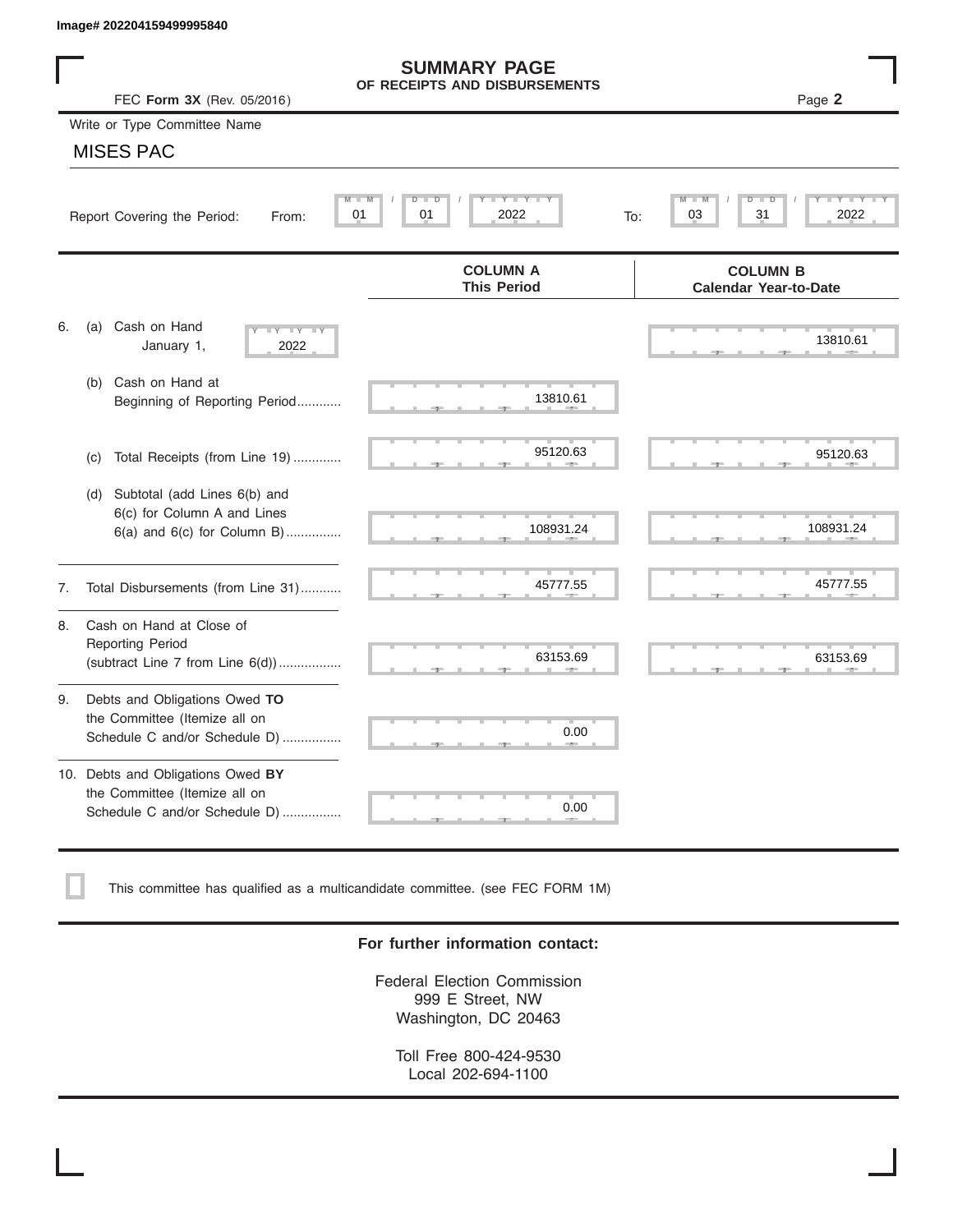Image# 202204159499995840

# SUMMARY PAGE
## OF RECEIPTS AND DISBURSEMENTS

FEC **Form 3X** (Rev. 05/2016)

Page **2**

Write or Type Committee Name

MISES PAC

Report Covering the Period: From: 01 / 01 / 2022 To: 03 / 31 / 2022

| | COLUMN A This Period | COLUMN B Calendar Year-to-Date |
|---|---|---|
| 6. (a) Cash on Hand January 1, 2022 | | 13810.61 |
| (b) Cash on Hand at Beginning of Reporting Period............ | 13810.61 | |
| (c) Total Receipts (from Line 19) ............. | 95120.63 | 95120.63 |
| (d) Subtotal (add Lines 6(b) and 6(c) for Column A and Lines 6(a) and 6(c) for Column B)............... | 108931.24 | 108931.24 |
| 7. Total Disbursements (from Line 31)........... | 45777.55 | 45777.55 |
| 8. Cash on Hand at Close of Reporting Period (subtract Line 7 from Line 6(d))................. | 63153.69 | 63153.69 |
| 9. Debts and Obligations Owed **TO** the Committee (Itemize all on Schedule C and/or Schedule D) ................ | 0.00 | |
| 10. Debts and Obligations Owed **BY** the Committee (Itemize all on Schedule C and/or Schedule D) ................ | 0.00 | |

☐ This committee has qualified as a multicandidate committee. (see FEC FORM 1M)

**For further information contact:**

Federal Election Commission
999 E Street, NW
Washington, DC 20463

Toll Free 800-424-9530
Local 202-694-1100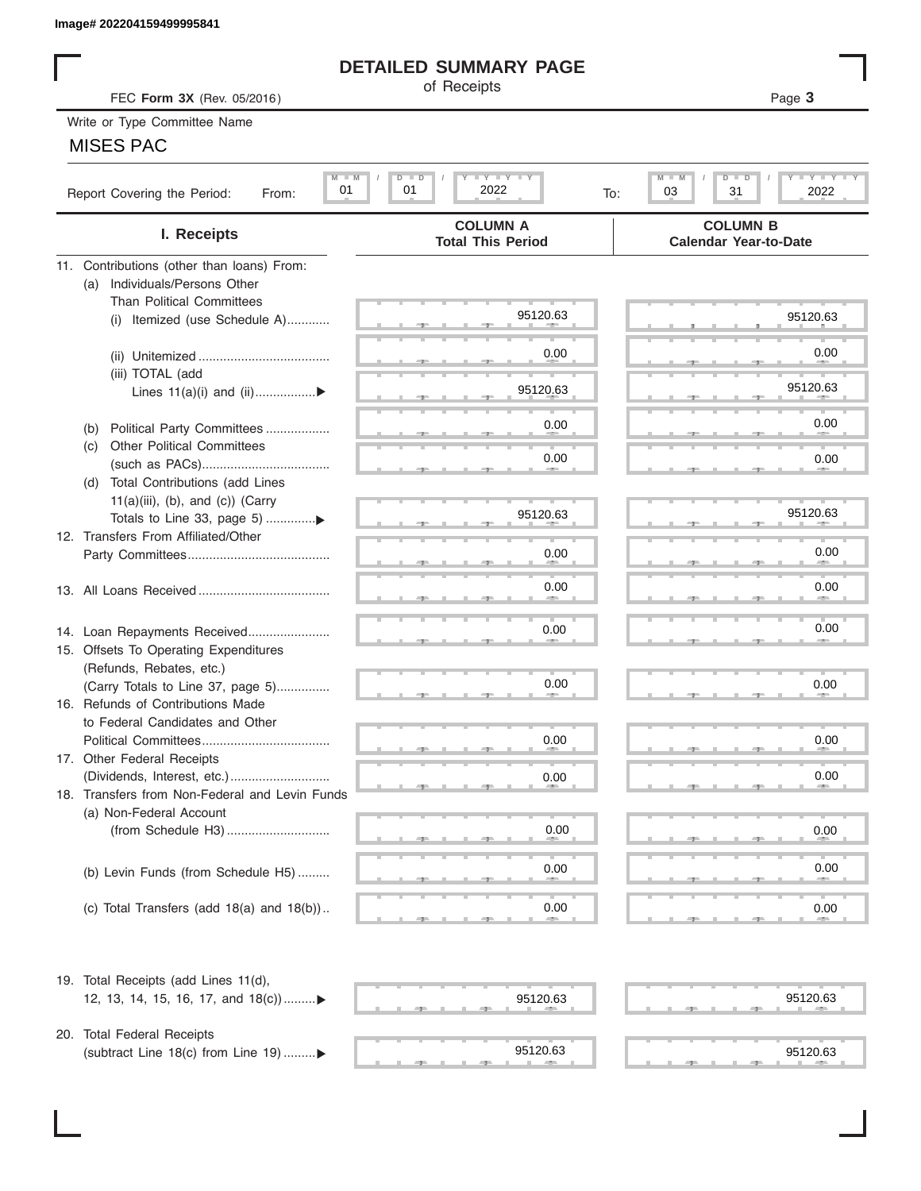Image# 202204159499995841

# DETAILED SUMMARY PAGE

of Receipts

FEC **Form 3X** (Rev. 05/2016)

Write or Type Committee Name

MISES PAC

Report Covering the Period: From: 01 / 01 / 2022 To: 03 / 31 / 2022

| I. Receipts | COLUMN A Total This Period | COLUMN B Calendar Year-to-Date |
|---|---|---|
| 11. Contributions (other than loans) From: | | |
| (a) Individuals/Persons Other Than Political Committees | | |
| (i) Itemized (use Schedule A) | 95120.63 | 95120.63 |
| (ii) Unitemized | 0.00 | 0.00 |
| (iii) TOTAL (add Lines 11(a)(i) and (ii) | 95120.63 | 95120.63 |
| (b) Political Party Committees | 0.00 | 0.00 |
| (c) Other Political Committees (such as PACs) | 0.00 | 0.00 |
| (d) Total Contributions (add Lines 11(a)(iii), (b), and (c)) (Carry Totals to Line 33, page 5) | 95120.63 | 95120.63 |
| 12. Transfers From Affiliated/Other Party Committees | 0.00 | 0.00 |
| 13. All Loans Received | 0.00 | 0.00 |
| 14. Loan Repayments Received | 0.00 | 0.00 |
| 15. Offsets To Operating Expenditures (Refunds, Rebates, etc.) (Carry Totals to Line 37, page 5) | 0.00 | 0.00 |
| 16. Refunds of Contributions Made to Federal Candidates and Other Political Committees | 0.00 | 0.00 |
| 17. Other Federal Receipts (Dividends, Interest, etc.) | 0.00 | 0.00 |
| 18. Transfers from Non-Federal and Levin Funds | | |
| (a) Non-Federal Account (from Schedule H3) | 0.00 | 0.00 |
| (b) Levin Funds (from Schedule H5) | 0.00 | 0.00 |
| (c) Total Transfers (add 18(a) and 18(b)) | 0.00 | 0.00 |
| 19. Total Receipts (add Lines 11(d), 12, 13, 14, 15, 16, 17, and 18(c)) | 95120.63 | 95120.63 |
| 20. Total Federal Receipts (subtract Line 18(c) from Line 19) | 95120.63 | 95120.63 |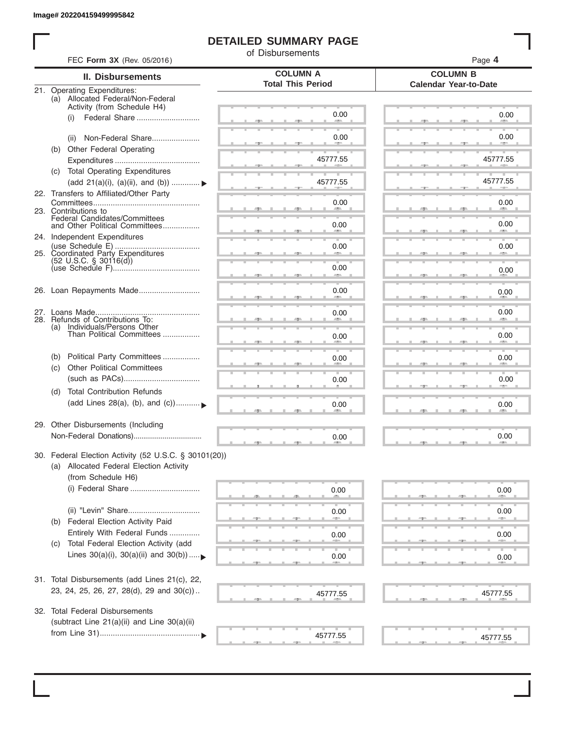Image# 202204159499995842

# DETAILED SUMMARY PAGE

of Disbursements

FEC **Form 3X** (Rev. 05/2016)

| II. Disbursements | COLUMN A Total This Period | COLUMN B Calendar Year-to-Date |
|---|---|---|
| 21. Operating Expenditures: | | |
| (a) Allocated Federal/Non-Federal Activity (from Schedule H4) | | |
| (i) Federal Share | 0.00 | 0.00 |
| (ii) Non-Federal Share | 0.00 | 0.00 |
| (b) Other Federal Operating Expenditures | 45777.55 | 45777.55 |
| (c) Total Operating Expenditures (add 21(a)(i), (a)(ii), and (b)) | 45777.55 | 45777.55 |
| 22. Transfers to Affiliated/Other Party Committees | 0.00 | 0.00 |
| 23. Contributions to Federal Candidates/Committees and Other Political Committees | 0.00 | 0.00 |
| 24. Independent Expenditures (use Schedule E) | 0.00 | 0.00 |
| 25. Coordinated Party Expenditures (52 U.S.C. § 30116(d)) (use Schedule F) | 0.00 | 0.00 |
| 26. Loan Repayments Made | 0.00 | 0.00 |
| 27. Loans Made | 0.00 | 0.00 |
| 28. Refunds of Contributions To: | | |
| (a) Individuals/Persons Other Than Political Committees | 0.00 | 0.00 |
| (b) Political Party Committees | 0.00 | 0.00 |
| (c) Other Political Committees (such as PACs) | 0.00 | 0.00 |
| (d) Total Contribution Refunds (add Lines 28(a), (b), and (c)) | 0.00 | 0.00 |
| 29. Other Disbursements (Including Non-Federal Donations) | 0.00 | 0.00 |
| 30. Federal Election Activity (52 U.S.C. § 30101(20)) | | |
| (a) Allocated Federal Election Activity (from Schedule H6) | | |
| (i) Federal Share | 0.00 | 0.00 |
| (ii) "Levin" Share | 0.00 | 0.00 |
| (b) Federal Election Activity Paid Entirely With Federal Funds | 0.00 | 0.00 |
| (c) Total Federal Election Activity (add Lines 30(a)(i), 30(a)(ii) and 30(b)) | 0.00 | 0.00 |
| 31. Total Disbursements (add Lines 21(c), 22, 23, 24, 25, 26, 27, 28(d), 29 and 30(c)) | 45777.55 | 45777.55 |
| 32. Total Federal Disbursements (subtract Line 21(a)(ii) and Line 30(a)(ii) from Line 31) | 45777.55 | 45777.55 |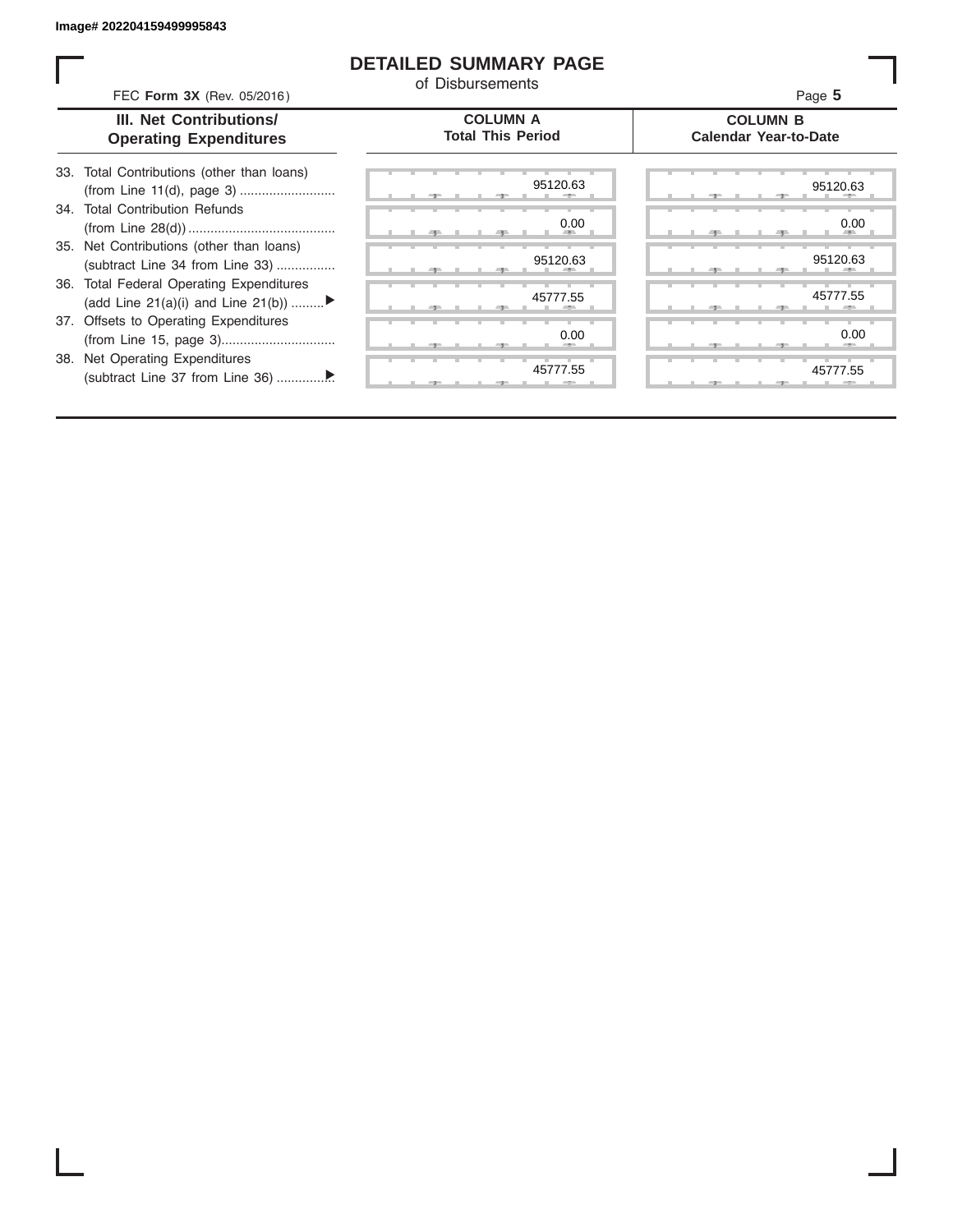Image# 202204159499995843

# DETAILED SUMMARY PAGE

of Disbursements

FEC **Form 3X** (Rev. 05/2016)

| III. Net Contributions/ Operating Expenditures | COLUMN A Total This Period | COLUMN B Calendar Year-to-Date |
|---|---|---|
| 33. Total Contributions (other than loans) (from Line 11(d), page 3) .......................... | 95120.63 | 95120.63 |
| 34. Total Contribution Refunds (from Line 28(d)) ........................................ | 0.00 | 0.00 |
| 35. Net Contributions (other than loans) (subtract Line 34 from Line 33) ................ | 95120.63 | 95120.63 |
| 36. Total Federal Operating Expenditures (add Line 21(a)(i) and Line 21(b)) .........▶ | 45777.55 | 45777.55 |
| 37. Offsets to Operating Expenditures (from Line 15, page 3)............................... | 0.00 | 0.00 |
| 38. Net Operating Expenditures (subtract Line 37 from Line 36) ...............▶ | 45777.55 | 45777.55 |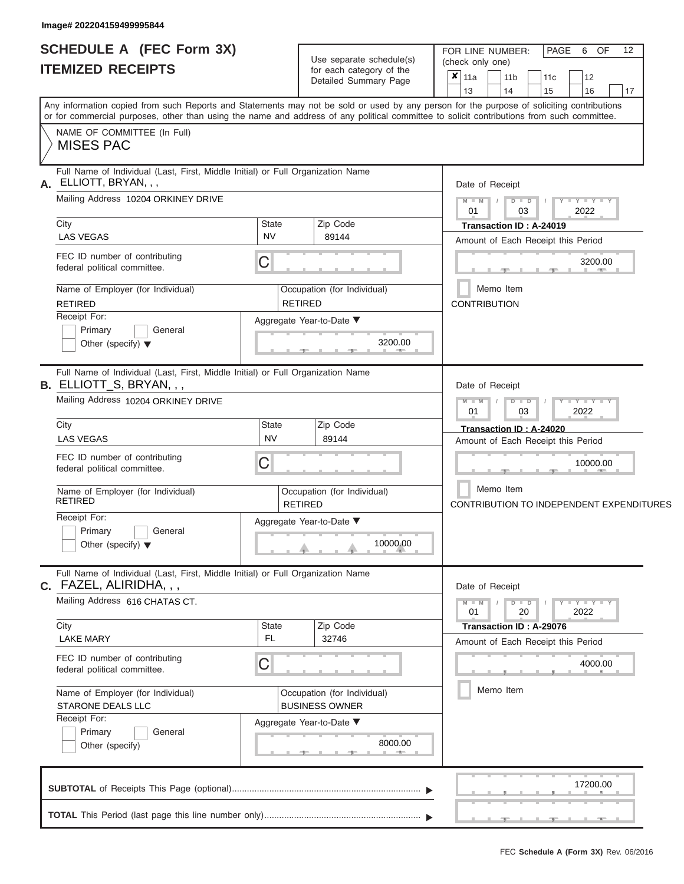Image# 202204159499995844

# SCHEDULE A (FEC Form 3X)
## ITEMIZED RECEIPTS

Use separate schedule(s) for each category of the Detailed Summary Page

FOR LINE NUMBER: (check only one)

- [x] 11a
- [ ] 11b
- [ ] 11c
- [ ] 12
- [ ] 13
- [ ] 14
- [ ] 15
- [ ] 16
- [ ] 17

PAGE 6 OF 12

Any information copied from such Reports and Statements may not be sold or used by any person for the purpose of soliciting contributions or for commercial purposes, other than using the name and address of any political committee to solicit contributions from such committee.

NAME OF COMMITTEE (In Full)
MISES PAC

---

**A.** Full Name of Individual (Last, First, Middle Initial) or Full Organization Name
ELLIOTT, BRYAN, , ,

Mailing Address 10204 ORKINEY DRIVE

City: LAS VEGAS | State: NV | Zip Code: 89144

FEC ID number of contributing federal political committee: C

Name of Employer (for Individual): RETIRED
Occupation (for Individual): RETIRED

Receipt For: Primary / General / Other (specify)

Aggregate Year-to-Date: 3200.00

Date of Receipt: 01 / 03 / 2022
Transaction ID : A-24019

Amount of Each Receipt this Period: 3200.00

Memo Item
CONTRIBUTION

---

**B.** Full Name of Individual (Last, First, Middle Initial) or Full Organization Name
ELLIOTT_S, BRYAN, , ,

Mailing Address 10204 ORKINEY DRIVE

City: LAS VEGAS | State: NV | Zip Code: 89144

FEC ID number of contributing federal political committee: C

Name of Employer (for Individual): RETIRED
Occupation (for Individual): RETIRED

Receipt For: Primary / General / Other (specify)

Aggregate Year-to-Date: 10000.00

Date of Receipt: 01 / 03 / 2022
Transaction ID : A-24020

Amount of Each Receipt this Period: 10000.00

Memo Item
CONTRIBUTION TO INDEPENDENT EXPENDITURES

---

**C.** Full Name of Individual (Last, First, Middle Initial) or Full Organization Name
FAZEL, ALIRIDHA, , ,

Mailing Address 616 CHATAS CT.

City: LAKE MARY | State: FL | Zip Code: 32746

FEC ID number of contributing federal political committee: C

Name of Employer (for Individual): STARONE DEALS LLC
Occupation (for Individual): BUSINESS OWNER

Receipt For: Primary / General / Other (specify)

Aggregate Year-to-Date: 8000.00

Date of Receipt: 01 / 20 / 2022
Transaction ID : A-29076

Amount of Each Receipt this Period: 4000.00

Memo Item

---

**SUBTOTAL** of Receipts This Page (optional): 17200.00

**TOTAL** This Period (last page this line number only):

FEC Schedule A (Form 3X) Rev. 06/2016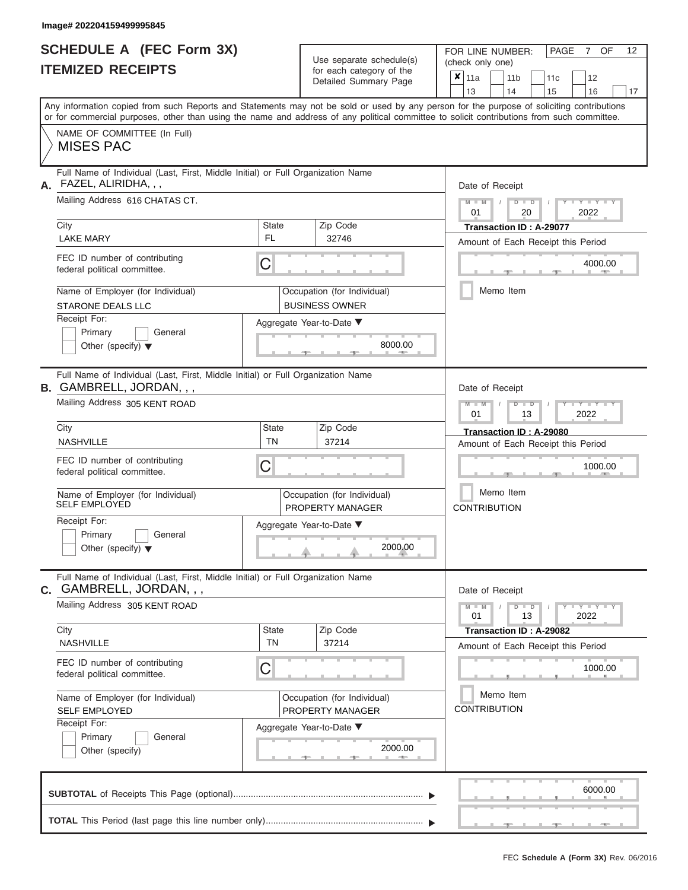Image# 202204159499995845

# SCHEDULE A (FEC Form 3X)
## ITEMIZED RECEIPTS

Use separate schedule(s) for each category of the Detailed Summary Page

FOR LINE NUMBER: (check only one)

- [x] 11a
- [ ] 11b
- [ ] 11c
- [ ] 12
- [ ] 13
- [ ] 14
- [ ] 15
- [ ] 16
- [ ] 17

Any information copied from such Reports and Statements may not be sold or used by any person for the purpose of soliciting contributions or for commercial purposes, other than using the name and address of any political committee to solicit contributions from such committee.

NAME OF COMMITTEE (In Full)
MISES PAC

---

**A.** Full Name of Individual (Last, First, Middle Initial) or Full Organization Name: FAZEL, ALIRIDHA, , ,

Mailing Address: 616 CHATAS CT.

| City | State | Zip Code |
|---|---|---|
| LAKE MARY | FL | 32746 |

FEC ID number of contributing federal political committee: C

Name of Employer (for Individual): STARONE DEALS LLC

Occupation (for Individual): BUSINESS OWNER

Receipt For: Primary / General / Other (specify)

Aggregate Year-to-Date: 8000.00

Date of Receipt: 01 / 20 / 2022

Transaction ID : A-29077

Amount of Each Receipt this Period: 4000.00

Memo Item

---

**B.** Full Name of Individual (Last, First, Middle Initial) or Full Organization Name: GAMBRELL, JORDAN, , ,

Mailing Address: 305 KENT ROAD

| City | State | Zip Code |
|---|---|---|
| NASHVILLE | TN | 37214 |

FEC ID number of contributing federal political committee: C

Name of Employer (for Individual): SELF EMPLOYED

Occupation (for Individual): PROPERTY MANAGER

Receipt For: Primary / General / Other (specify)

Aggregate Year-to-Date: 2000.00

Date of Receipt: 01 / 13 / 2022

Transaction ID : A-29080

Amount of Each Receipt this Period: 1000.00

Memo Item

CONTRIBUTION

---

**C.** Full Name of Individual (Last, First, Middle Initial) or Full Organization Name: GAMBRELL, JORDAN, , ,

Mailing Address: 305 KENT ROAD

| City | State | Zip Code |
|---|---|---|
| NASHVILLE | TN | 37214 |

FEC ID number of contributing federal political committee: C

Name of Employer (for Individual): SELF EMPLOYED

Occupation (for Individual): PROPERTY MANAGER

Receipt For: Primary / General / Other (specify)

Aggregate Year-to-Date: 2000.00

Date of Receipt: 01 / 13 / 2022

Transaction ID : A-29082

Amount of Each Receipt this Period: 1000.00

Memo Item

CONTRIBUTION

---

**SUBTOTAL** of Receipts This Page (optional): 6000.00

**TOTAL** This Period (last page this line number only):

FEC **Schedule A (Form 3X)** Rev. 06/2016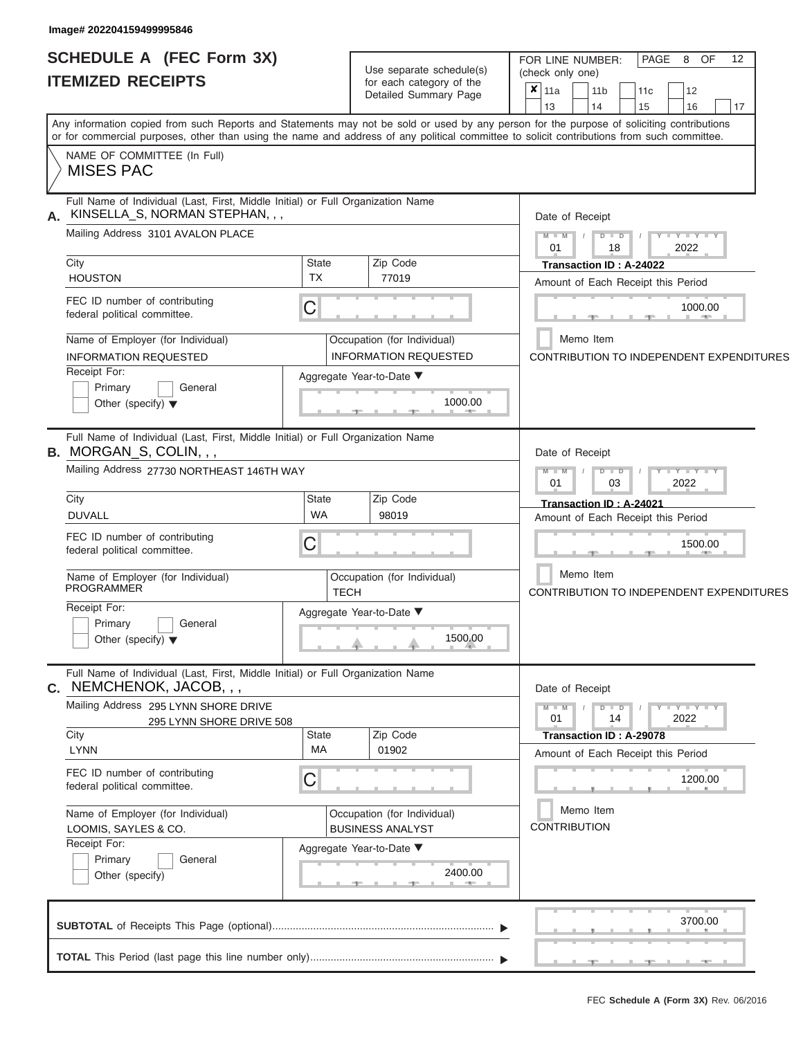Image# 202204159499995846

# SCHEDULE A (FEC Form 3X)
# ITEMIZED RECEIPTS

Use separate schedule(s) for each category of the Detailed Summary Page

FOR LINE NUMBER: (check only one)

- [x] 11a
- [ ] 11b
- [ ] 11c
- [ ] 12
- [ ] 13
- [ ] 14
- [ ] 15
- [ ] 16
- [ ] 17

PAGE 8 OF 12

Any information copied from such Reports and Statements may not be sold or used by any person for the purpose of soliciting contributions or for commercial purposes, other than using the name and address of any political committee to solicit contributions from such committee.

NAME OF COMMITTEE (In Full)
**MISES PAC**

---

**A.** Full Name of Individual (Last, First, Middle Initial) or Full Organization Name
KINSELLA_S, NORMAN STEPHAN, , ,

Mailing Address: 3101 AVALON PLACE

City: HOUSTON | State: TX | Zip Code: 77019

FEC ID number of contributing federal political committee: C

Name of Employer (for Individual): INFORMATION REQUESTED
Occupation (for Individual): INFORMATION REQUESTED

Receipt For: Primary / General / Other (specify)

Date of Receipt: 01 / 18 / 2022
Transaction ID : A-24022

Amount of Each Receipt this Period: 1000.00

Memo Item
CONTRIBUTION TO INDEPENDENT EXPENDITURES

Aggregate Year-to-Date: 1000.00

---

**B.** Full Name of Individual (Last, First, Middle Initial) or Full Organization Name
MORGAN_S, COLIN, , ,

Mailing Address: 27730 NORTHEAST 146TH WAY

City: DUVALL | State: WA | Zip Code: 98019

FEC ID number of contributing federal political committee: C

Name of Employer (for Individual): PROGRAMMER
Occupation (for Individual): TECH

Receipt For: Primary / General / Other (specify)

Date of Receipt: 01 / 03 / 2022
Transaction ID : A-24021

Amount of Each Receipt this Period: 1500.00

Memo Item
CONTRIBUTION TO INDEPENDENT EXPENDITURES

Aggregate Year-to-Date: 1500.00

---

**C.** Full Name of Individual (Last, First, Middle Initial) or Full Organization Name
NEMCHENOK, JACOB, , ,

Mailing Address: 295 LYNN SHORE DRIVE
295 LYNN SHORE DRIVE 508

City: LYNN | State: MA | Zip Code: 01902

FEC ID number of contributing federal political committee: C

Name of Employer (for Individual): LOOMIS, SAYLES & CO.
Occupation (for Individual): BUSINESS ANALYST

Receipt For: Primary / General / Other (specify)

Date of Receipt: 01 / 14 / 2022
Transaction ID : A-29078

Amount of Each Receipt this Period: 1200.00

Memo Item
CONTRIBUTION

Aggregate Year-to-Date: 2400.00

---

**SUBTOTAL** of Receipts This Page (optional): 3700.00

**TOTAL** This Period (last page this line number only):

FEC **Schedule A (Form 3X)** Rev. 06/2016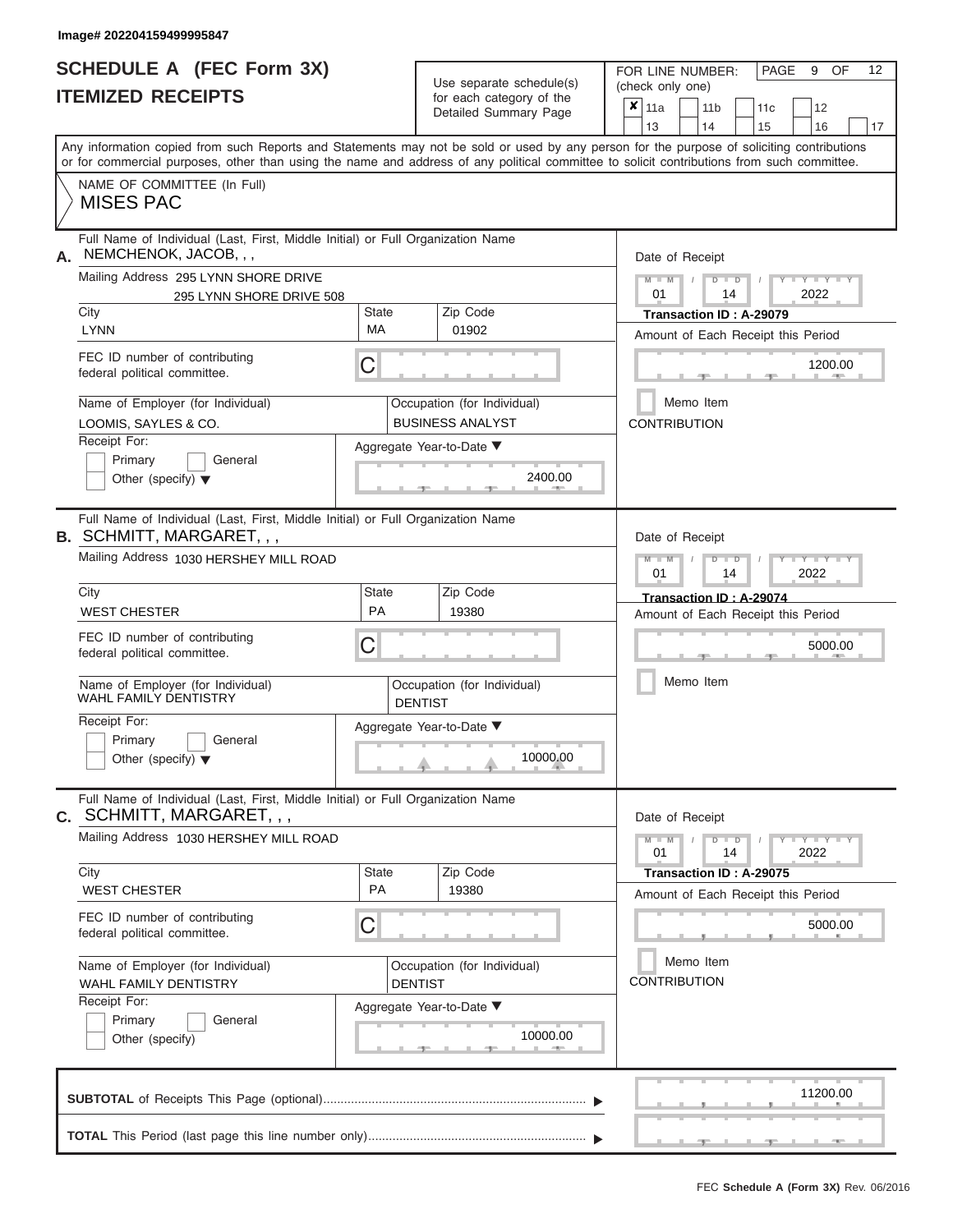Image# 202204159499995847

# SCHEDULE A (FEC Form 3X)
# ITEMIZED RECEIPTS

Use separate schedule(s) for each category of the Detailed Summary Page

FOR LINE NUMBER: (check only one)

| | | | | |
|---|---|---|---|---|
| ✘ 11a | 11b | 11c | 12 | |
| 13 | 14 | 15 | 16 | 17 |

Any information copied from such Reports and Statements may not be sold or used by any person for the purpose of soliciting contributions or for commercial purposes, other than using the name and address of any political committee to solicit contributions from such committee.

NAME OF COMMITTEE (In Full)
MISES PAC

**A.** Full Name of Individual (Last, First, Middle Initial) or Full Organization Name
NEMCHENOK, JACOB, , ,

Mailing Address 295 LYNN SHORE DRIVE
295 LYNN SHORE DRIVE 508

City: LYNN
State: MA
Zip Code: 01902

FEC ID number of contributing federal political committee. C

Name of Employer (for Individual): LOOMIS, SAYLES & CO.
Occupation (for Individual): BUSINESS ANALYST

Receipt For: Primary / General / Other (specify)

Aggregate Year-to-Date: 2400.00

Date of Receipt: 01 / 14 / 2022
Transaction ID : A-29079
Amount of Each Receipt this Period: 1200.00
Memo Item
CONTRIBUTION

**B.** Full Name of Individual (Last, First, Middle Initial) or Full Organization Name
SCHMITT, MARGARET, , ,

Mailing Address 1030 HERSHEY MILL ROAD

City: WEST CHESTER
State: PA
Zip Code: 19380

FEC ID number of contributing federal political committee. C

Name of Employer (for Individual): WAHL FAMILY DENTISTRY
Occupation (for Individual): DENTIST

Receipt For: Primary / General / Other (specify)

Aggregate Year-to-Date: 10000.00

Date of Receipt: 01 / 14 / 2022
Transaction ID : A-29074
Amount of Each Receipt this Period: 5000.00
Memo Item

**C.** Full Name of Individual (Last, First, Middle Initial) or Full Organization Name
SCHMITT, MARGARET, , ,

Mailing Address 1030 HERSHEY MILL ROAD

City: WEST CHESTER
State: PA
Zip Code: 19380

FEC ID number of contributing federal political committee. C

Name of Employer (for Individual): WAHL FAMILY DENTISTRY
Occupation (for Individual): DENTIST

Receipt For: Primary / General / Other (specify)

Aggregate Year-to-Date: 10000.00

Date of Receipt: 01 / 14 / 2022
Transaction ID : A-29075
Amount of Each Receipt this Period: 5000.00
Memo Item
CONTRIBUTION

**SUBTOTAL** of Receipts This Page (optional): 11200.00

**TOTAL** This Period (last page this line number only):

FEC **Schedule A (Form 3X)** Rev. 06/2016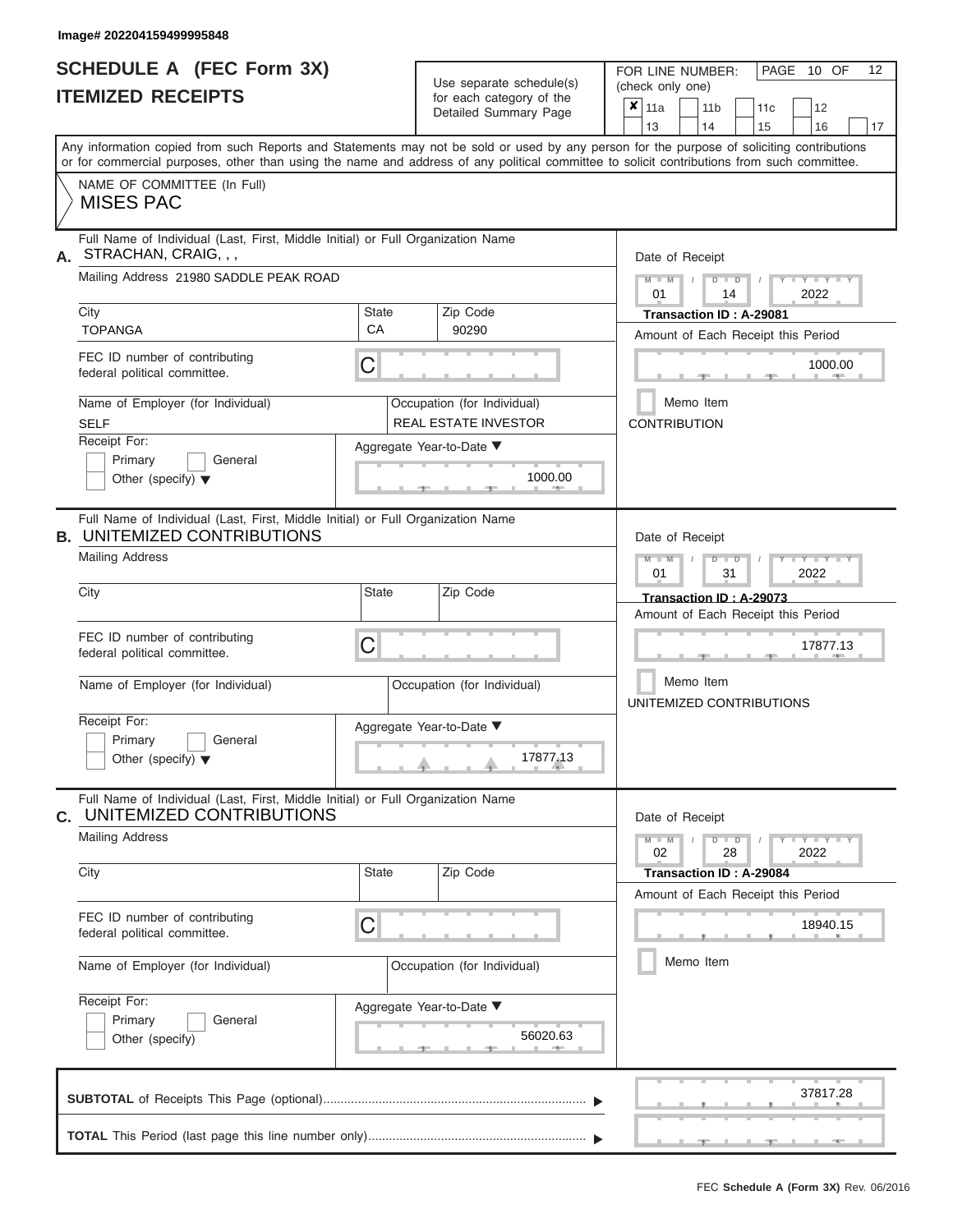Image# 202204159499995848

# SCHEDULE A (FEC Form 3X)
## ITEMIZED RECEIPTS

Use separate schedule(s) for each category of the Detailed Summary Page

FOR LINE NUMBER: (check only one)

- [x] 11a
- [ ] 11b
- [ ] 11c
- [ ] 12
- [ ] 13
- [ ] 14
- [ ] 15
- [ ] 16
- [ ] 17

Any information copied from such Reports and Statements may not be sold or used by any person for the purpose of soliciting contributions or for commercial purposes, other than using the name and address of any political committee to solicit contributions from such committee.

NAME OF COMMITTEE (In Full)
MISES PAC

---

**A.** Full Name of Individual (Last, First, Middle Initial) or Full Organization Name: STRACHAN, CRAIG, , ,

Mailing Address: 21980 SADDLE PEAK ROAD

| City | State | Zip Code |
|---|---|---|
| TOPANGA | CA | 90290 |

FEC ID number of contributing federal political committee: C

Name of Employer (for Individual): SELF

Occupation (for Individual): REAL ESTATE INVESTOR

Receipt For: Primary / General / Other (specify)

Aggregate Year-to-Date: 1000.00

Date of Receipt: 01 / 14 / 2022

Transaction ID : A-29081

Amount of Each Receipt this Period: 1000.00

Memo Item

CONTRIBUTION

---

**B.** Full Name of Individual (Last, First, Middle Initial) or Full Organization Name: UNITEMIZED CONTRIBUTIONS

Mailing Address:

| City | State | Zip Code |
|---|---|---|
| | | |

FEC ID number of contributing federal political committee: C

Name of Employer (for Individual):

Occupation (for Individual):

Receipt For: Primary / General / Other (specify)

Aggregate Year-to-Date: 17877.13

Date of Receipt: 01 / 31 / 2022

Transaction ID : A-29073

Amount of Each Receipt this Period: 17877.13

Memo Item

UNITEMIZED CONTRIBUTIONS

---

**C.** Full Name of Individual (Last, First, Middle Initial) or Full Organization Name: UNITEMIZED CONTRIBUTIONS

Mailing Address:

| City | State | Zip Code |
|---|---|---|
| | | |

FEC ID number of contributing federal political committee: C

Name of Employer (for Individual):

Occupation (for Individual):

Receipt For: Primary / General / Other (specify)

Aggregate Year-to-Date: 56020.63

Date of Receipt: 02 / 28 / 2022

Transaction ID : A-29084

Amount of Each Receipt this Period: 18940.15

Memo Item

---

**SUBTOTAL** of Receipts This Page (optional): 37817.28

**TOTAL** This Period (last page this line number only):

FEC **Schedule A (Form 3X)** Rev. 06/2016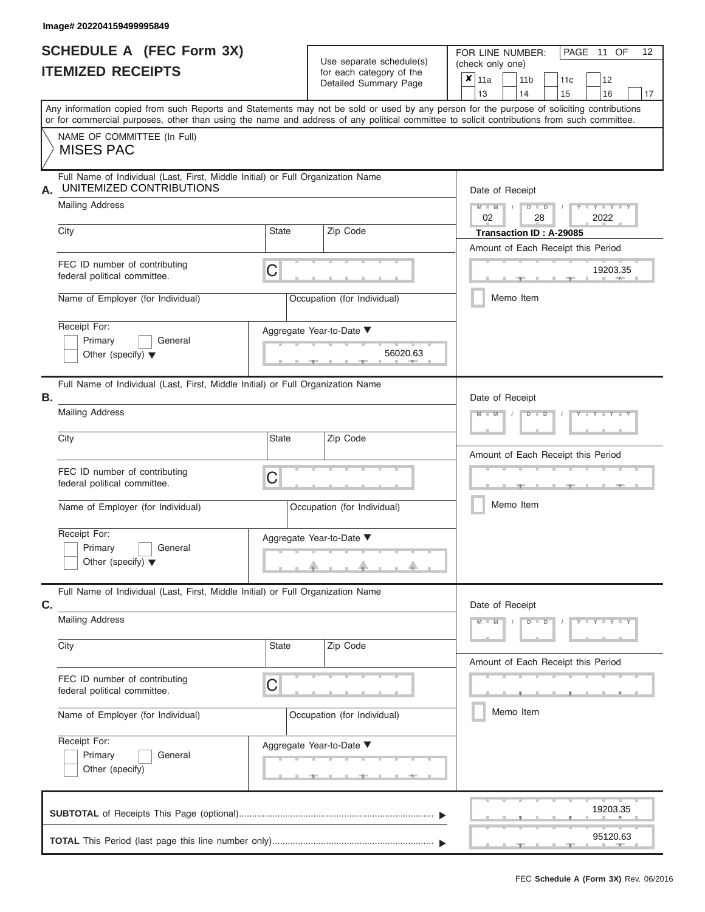Image# 202204159499995849

# SCHEDULE A (FEC Form 3X)
## ITEMIZED RECEIPTS

Use separate schedule(s) for each category of the Detailed Summary Page

FOR LINE NUMBER: (check only one)

- [x] 11a
- [ ] 11b
- [ ] 11c
- [ ] 12
- [ ] 13
- [ ] 14
- [ ] 15
- [ ] 16
- [ ] 17

PAGE 11 OF 12

Any information copied from such Reports and Statements may not be sold or used by any person for the purpose of soliciting contributions or for commercial purposes, other than using the name and address of any political committee to solicit contributions from such committee.

NAME OF COMMITTEE (In Full)
MISES PAC

**A.** Full Name of Individual (Last, First, Middle Initial) or Full Organization Name: UNITEMIZED CONTRIBUTIONS

Mailing Address:

City: State: Zip Code:

FEC ID number of contributing federal political committee: C

Name of Employer (for Individual):

Occupation (for Individual):

Receipt For: Primary / General / Other (specify)

Date of Receipt: 02 / 28 / 2022

**Transaction ID : A-29085**

Amount of Each Receipt this Period: 19203.35

Memo Item

Aggregate Year-to-Date: 56020.63

**B.** Full Name of Individual (Last, First, Middle Initial) or Full Organization Name:

Mailing Address:

City: State: Zip Code:

FEC ID number of contributing federal political committee: C

Name of Employer (for Individual):

Occupation (for Individual):

Receipt For: Primary / General / Other (specify)

Date of Receipt:

Amount of Each Receipt this Period:

Memo Item

Aggregate Year-to-Date:

**C.** Full Name of Individual (Last, First, Middle Initial) or Full Organization Name:

Mailing Address:

City: State: Zip Code:

FEC ID number of contributing federal political committee: C

Name of Employer (for Individual):

Occupation (for Individual):

Receipt For: Primary / General / Other (specify)

Date of Receipt:

Amount of Each Receipt this Period:

Memo Item

Aggregate Year-to-Date:

**SUBTOTAL** of Receipts This Page (optional): 19203.35

**TOTAL** This Period (last page this line number only): 95120.63

FEC **Schedule A (Form 3X)** Rev. 06/2016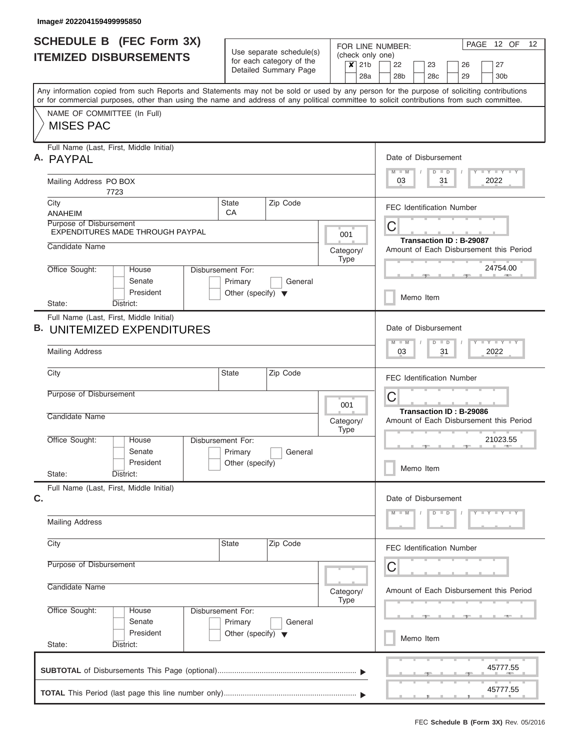Image# 202204159499995850

# SCHEDULE B (FEC Form 3X)
## ITEMIZED DISBURSEMENTS

Use separate schedule(s) for each category of the Detailed Summary Page

FOR LINE NUMBER: (check only one)

- [x] 21b
- [ ] 22
- [ ] 23
- [ ] 26
- [ ] 27
- [ ] 28a
- [ ] 28b
- [ ] 28c
- [ ] 29
- [ ] 30b

Any information copied from such Reports and Statements may not be sold or used by any person for the purpose of soliciting contributions or for commercial purposes, other than using the name and address of any political committee to solicit contributions from such committee.

NAME OF COMMITTEE (In Full)

**MISES PAC**

---

**A.** Full Name (Last, First, Middle Initial): PAYPAL

Mailing Address: PO BOX 7723

City: ANAHEIM | State: CA | Zip Code:

Purpose of Disbursement: EXPENDITURES MADE THROUGH PAYPAL

Category/Type: 001

Candidate Name:

Office Sought: House / Senate / President — State: District:

Disbursement For: Primary / General / Other (specify)

Date of Disbursement: 03 / 31 / 2022

FEC Identification Number: C

Transaction ID : B-29087

Amount of Each Disbursement this Period: 24754.00

Memo Item

---

**B.** Full Name (Last, First, Middle Initial): UNITEMIZED EXPENDITURES

Mailing Address:

City: | State: | Zip Code:

Purpose of Disbursement:

Category/Type: 001

Candidate Name:

Office Sought: House / Senate / President — State: District:

Disbursement For: Primary / General / Other (specify)

Date of Disbursement: 03 / 31 / 2022

FEC Identification Number: C

Transaction ID : B-29086

Amount of Each Disbursement this Period: 21023.55

Memo Item

---

**C.** Full Name (Last, First, Middle Initial):

Mailing Address:

City: | State: | Zip Code:

Purpose of Disbursement:

Category/Type:

Candidate Name:

Office Sought: House / Senate / President — State: District:

Disbursement For: Primary / General / Other (specify)

Date of Disbursement: M M / D D / Y Y Y Y

FEC Identification Number: C

Amount of Each Disbursement this Period:

Memo Item

---

**SUBTOTAL** of Disbursements This Page (optional): 45777.55

**TOTAL** This Period (last page this line number only): 45777.55

FEC **Schedule B (Form 3X)** Rev. 05/2016